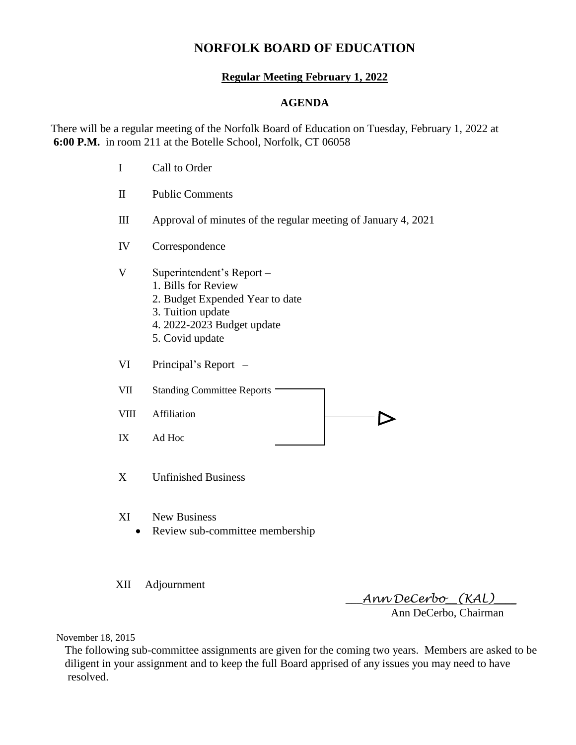# NORFOLK BOARD OF EDUCATION

## Regular Meeting February 1, 2022

### AGENDA

There will be a regular meeting of the Norfolk Board of Education on Tuesday, February 1, 2022 at **6:00 P.M.** in room 211 at the Botelle School, Norfolk, CT 06058

I Call to Order

II Public Comments

III Approval of minutes of the regular meeting of January 4, 2021

IV Correspondence

V Superintendent's Report –
1. Bills for Review
2. Budget Expended Year to date
3. Tuition update
4. 2022-2023 Budget update
5. Covid update

VI Principal's Report –

VII Standing Committee Reports

VIII Affiliation

IX Ad Hoc

X Unfinished Business

XI New Business
- Review sub-committee membership

XII Adjournment

*Ann DeCerbo (KAL)*

Ann DeCerbo, Chairman

November 18, 2015

The following sub-committee assignments are given for the coming two years. Members are asked to be diligent in your assignment and to keep the full Board apprised of any issues you may need to have resolved.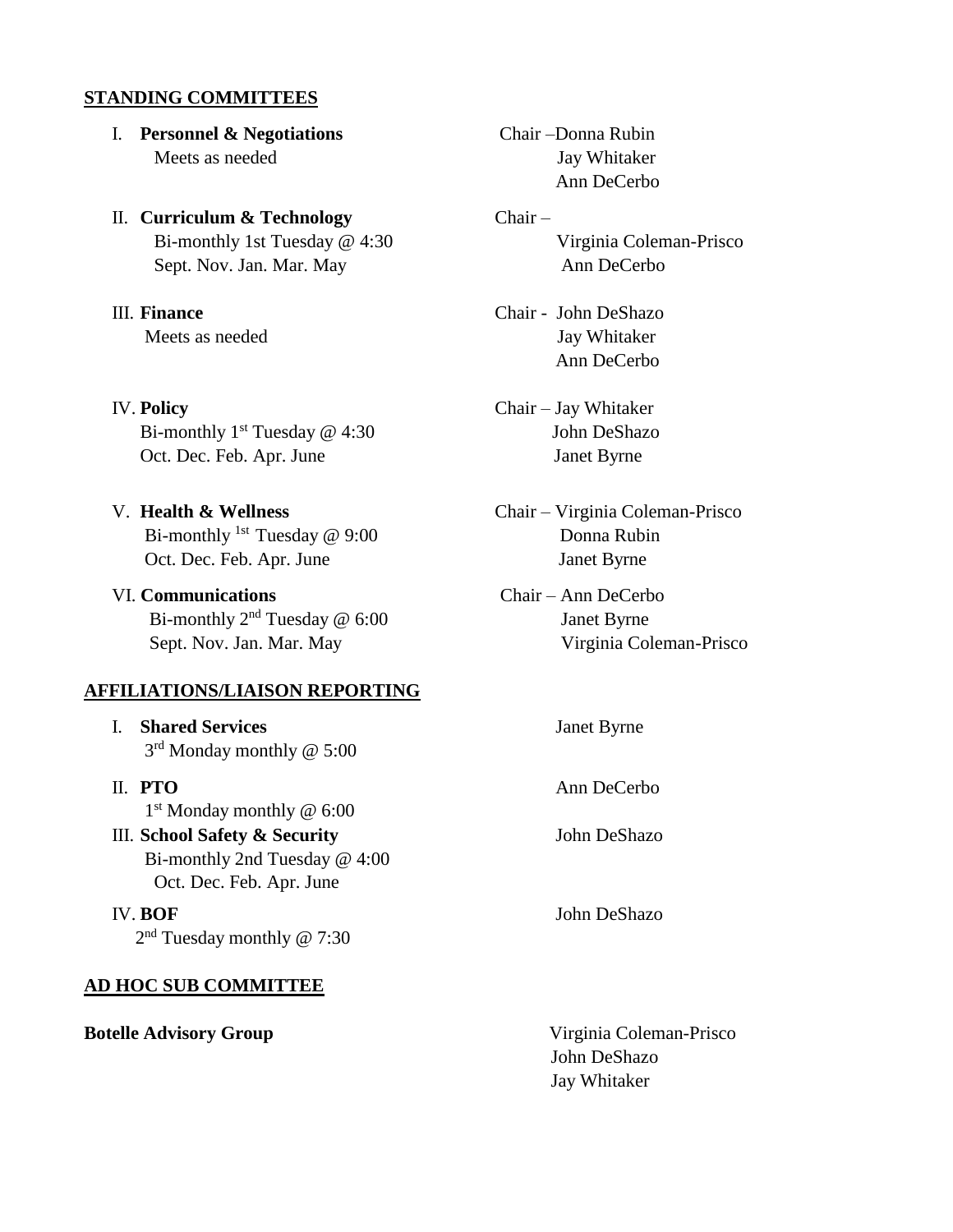## STANDING COMMITTEES

I. **Personnel & Negotiations** — Chair – Donna Rubin
Meets as needed
Jay Whitaker
Ann DeCerbo

II. **Curriculum & Technology** — Chair –
Bi-monthly 1st Tuesday @ 4:30
Sept. Nov. Jan. Mar. May
Virginia Coleman-Prisco
Ann DeCerbo

III. **Finance** — Chair - John DeShazo
Meets as needed
Jay Whitaker
Ann DeCerbo

IV. **Policy** — Chair – Jay Whitaker
Bi-monthly 1st Tuesday @ 4:30
Oct. Dec. Feb. Apr. June
John DeShazo
Janet Byrne

V. **Health & Wellness** — Chair – Virginia Coleman-Prisco
Bi-monthly 1st Tuesday @ 9:00
Oct. Dec. Feb. Apr. June
Donna Rubin
Janet Byrne

VI. **Communications** — Chair – Ann DeCerbo
Bi-monthly 2nd Tuesday @ 6:00
Sept. Nov. Jan. Mar. May
Janet Byrne
Virginia Coleman-Prisco

## AFFILIATIONS/LIAISON REPORTING

I. **Shared Services** — Janet Byrne
3rd Monday monthly @ 5:00

II. **PTO** — Ann DeCerbo
1st Monday monthly @ 6:00

III. **School Safety & Security** — John DeShazo
Bi-monthly 2nd Tuesday @ 4:00
Oct. Dec. Feb. Apr. June

IV. **BOF** — John DeShazo
2nd Tuesday monthly @ 7:30

## AD HOC SUB COMMITTEE

**Botelle Advisory Group**
Virginia Coleman-Prisco
John DeShazo
Jay Whitaker